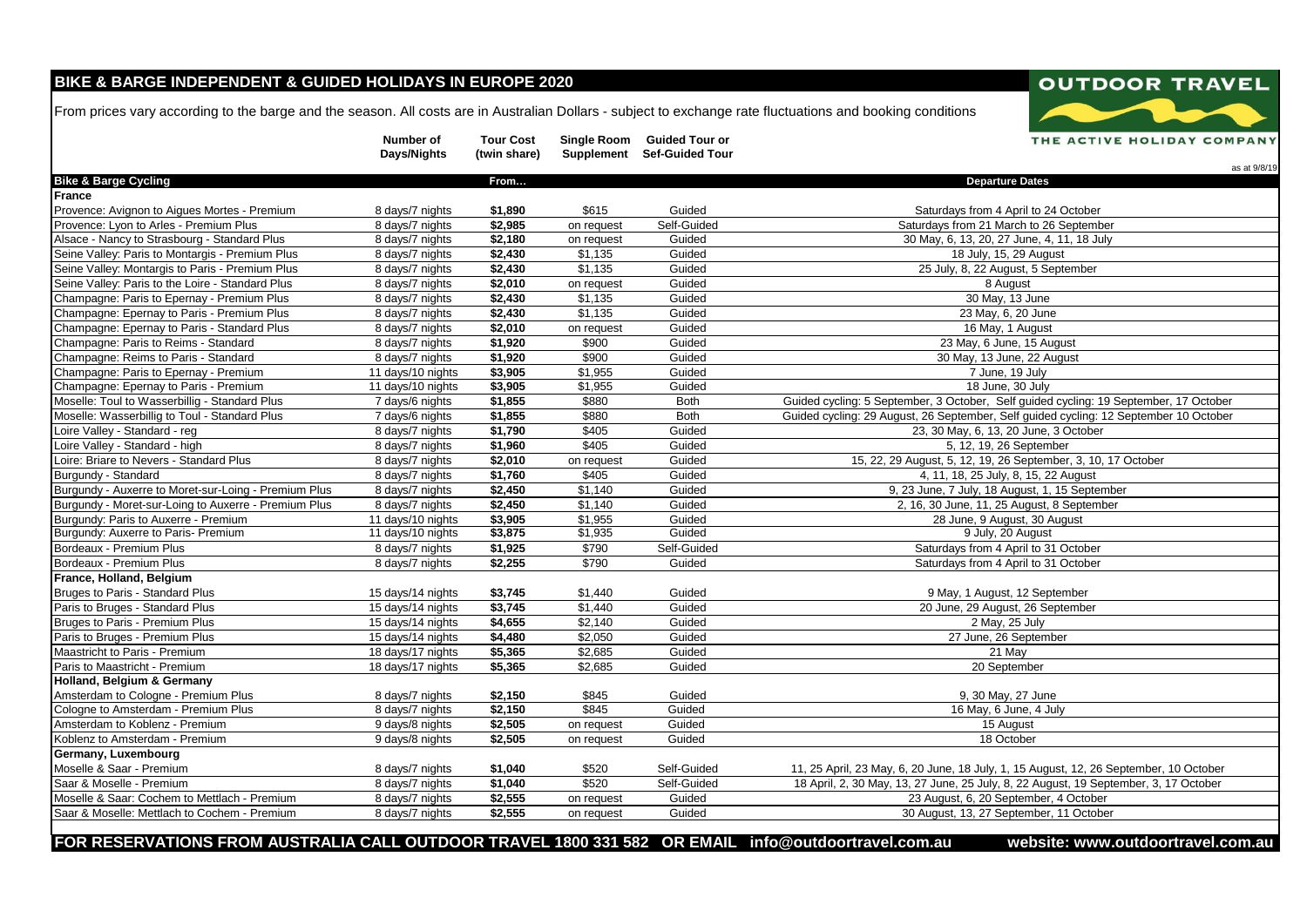# BIKE & BARGE INDEPENDENT & GUIDED HOLIDAYS IN EUROPE 2020

**OUTDOOR TRAVEL**
THE ACTIVE HOLIDAY COMPANY

From prices vary according to the barge and the season. All costs are in Australian Dollars - subject to exchange rate fluctuations and booking conditions

as at 9/8/19

| Bike & Barge Cycling | Number of Days/Nights | Tour Cost (twin share) From… | Single Room Supplement | Guided Tour or Sef-Guided Tour | Departure Dates |
|---|---|---|---|---|---|
| **France** | | | | | |
| Provence: Avignon to Aigues Mortes - Premium | 8 days/7 nights | **$1,890** | $615 | Guided | Saturdays from 4 April to 24 October |
| Provence: Lyon to Arles - Premium Plus | 8 days/7 nights | **$2,985** | on request | Self-Guided | Saturdays from 21 March to 26 September |
| Alsace - Nancy to Strasbourg - Standard Plus | 8 days/7 nights | **$2,180** | on request | Guided | 30 May, 6, 13, 20, 27 June, 4, 11, 18 July |
| Seine Valley: Paris to Montargis - Premium Plus | 8 days/7 nights | **$2,430** | $1,135 | Guided | 18 July, 15, 29 August |
| Seine Valley: Montargis to Paris - Premium Plus | 8 days/7 nights | **$2,430** | $1,135 | Guided | 25 July, 8, 22 August, 5 September |
| Seine Valley: Paris to the Loire - Standard Plus | 8 days/7 nights | **$2,010** | on request | Guided | 8 August |
| Champagne: Paris to Epernay - Premium Plus | 8 days/7 nights | **$2,430** | $1,135 | Guided | 30 May, 13 June |
| Champagne: Epernay to Paris - Premium Plus | 8 days/7 nights | **$2,430** | $1,135 | Guided | 23 May, 6, 20 June |
| Champagne: Epernay to Paris - Standard Plus | 8 days/7 nights | **$2,010** | on request | Guided | 16 May, 1 August |
| Champagne: Paris to Reims - Standard | 8 days/7 nights | **$1,920** | $900 | Guided | 23 May, 6 June, 15 August |
| Champagne: Reims to Paris - Standard | 8 days/7 nights | **$1,920** | $900 | Guided | 30 May, 13 June, 22 August |
| Champagne: Paris to Epernay - Premium | 11 days/10 nights | **$3,905** | $1,955 | Guided | 7 June, 19 July |
| Champagne: Epernay to Paris - Premium | 11 days/10 nights | **$3,905** | $1,955 | Guided | 18 June, 30 July |
| Moselle: Toul to Wasserbillig - Standard Plus | 7 days/6 nights | **$1,855** | $880 | Both | Guided cycling: 5 September, 3 October, Self guided cycling: 19 September, 17 October |
| Moselle: Wasserbillig to Toul - Standard Plus | 7 days/6 nights | **$1,855** | $880 | Both | Guided cycling: 29 August, 26 September, Self guided cycling: 12 September 10 October |
| Loire Valley - Standard - reg | 8 days/7 nights | **$1,790** | $405 | Guided | 23, 30 May, 6, 13, 20 June, 3 October |
| Loire Valley - Standard - high | 8 days/7 nights | **$1,960** | $405 | Guided | 5, 12, 19, 26 September |
| Loire: Briare to Nevers - Standard Plus | 8 days/7 nights | **$2,010** | on request | Guided | 15, 22, 29 August, 5, 12, 19, 26 September, 3, 10, 17 October |
| Burgundy - Standard | 8 days/7 nights | **$1,760** | $405 | Guided | 4, 11, 18, 25 July, 8, 15, 22 August |
| Burgundy - Auxerre to Moret-sur-Loing - Premium Plus | 8 days/7 nights | **$2,450** | $1,140 | Guided | 9, 23 June, 7 July, 18 August, 1, 15 September |
| Burgundy - Moret-sur-Loing to Auxerre - Premium Plus | 8 days/7 nights | **$2,450** | $1,140 | Guided | 2, 16, 30 June, 11, 25 August, 8 September |
| Burgundy: Paris to Auxerre - Premium | 11 days/10 nights | **$3,905** | $1,955 | Guided | 28 June, 9 August, 30 August |
| Burgundy: Auxerre to Paris- Premium | 11 days/10 nights | **$3,875** | $1,935 | Guided | 9 July, 20 August |
| Bordeaux - Premium Plus | 8 days/7 nights | **$1,925** | $790 | Self-Guided | Saturdays from 4 April to 31 October |
| Bordeaux - Premium Plus | 8 days/7 nights | **$2,255** | $790 | Guided | Saturdays from 4 April to 31 October |
| **France, Holland, Belgium** | | | | | |
| Bruges to Paris - Standard Plus | 15 days/14 nights | **$3,745** | $1,440 | Guided | 9 May, 1 August, 12 September |
| Paris to Bruges - Standard Plus | 15 days/14 nights | **$3,745** | $1,440 | Guided | 20 June, 29 August, 26 September |
| Bruges to Paris - Premium Plus | 15 days/14 nights | **$4,655** | $2,140 | Guided | 2 May, 25 July |
| Paris to Bruges - Premium Plus | 15 days/14 nights | **$4,480** | $2,050 | Guided | 27 June, 26 September |
| Maastricht to Paris - Premium | 18 days/17 nights | **$5,365** | $2,685 | Guided | 21 May |
| Paris to Maastricht - Premium | 18 days/17 nights | **$5,365** | $2,685 | Guided | 20 September |
| **Holland, Belgium & Germany** | | | | | |
| Amsterdam to Cologne - Premium Plus | 8 days/7 nights | **$2,150** | $845 | Guided | 9, 30 May, 27 June |
| Cologne to Amsterdam - Premium Plus | 8 days/7 nights | **$2,150** | $845 | Guided | 16 May, 6 June, 4 July |
| Amsterdam to Koblenz - Premium | 9 days/8 nights | **$2,505** | on request | Guided | 15 August |
| Koblenz to Amsterdam - Premium | 9 days/8 nights | **$2,505** | on request | Guided | 18 October |
| **Germany, Luxembourg** | | | | | |
| Moselle & Saar - Premium | 8 days/7 nights | **$1,040** | $520 | Self-Guided | 11, 25 April, 23 May, 6, 20 June, 18 July, 1, 15 August, 12, 26 September, 10 October |
| Saar & Moselle - Premium | 8 days/7 nights | **$1,040** | $520 | Self-Guided | 18 April, 2, 30 May, 13, 27 June, 25 July, 8, 22 August, 19 September, 3, 17 October |
| Moselle & Saar: Cochem to Mettlach - Premium | 8 days/7 nights | **$2,555** | on request | Guided | 23 August, 6, 20 September, 4 October |
| Saar & Moselle: Mettlach to Cochem - Premium | 8 days/7 nights | **$2,555** | on request | Guided | 30 August, 13, 27 September, 11 October |

**FOR RESERVATIONS FROM AUSTRALIA CALL OUTDOOR TRAVEL 1800 331 582 OR EMAIL info@outdoortravel.com.au website: www.outdoortravel.com.au**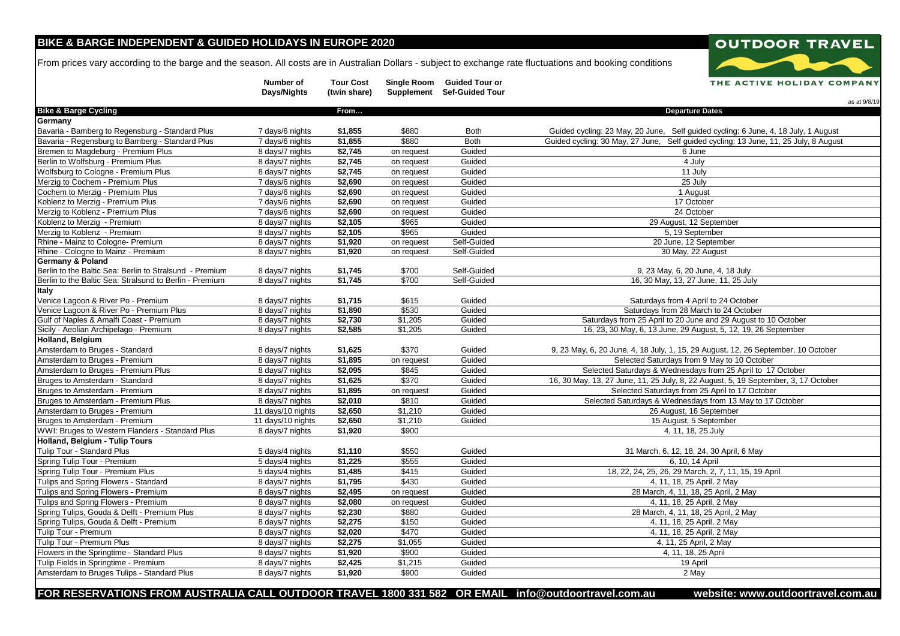# BIKE & BARGE INDEPENDENT & GUIDED HOLIDAYS IN EUROPE 2020

From prices vary according to the barge and the season. All costs are in Australian Dollars - subject to exchange rate fluctuations and booking conditions

**OUTDOOR TRAVEL**

THE ACTIVE HOLIDAY COMPANY

as at 9/8/19

| Bike & Barge Cycling | Number of Days/Nights | Tour Cost (twin share) From… | Single Room Supplement | Guided Tour or Sef-Guided Tour | Departure Dates |
|---|---|---|---|---|---|
| **Germany** | | | | | |
| Bavaria - Bamberg to Regensburg - Standard Plus | 7 days/6 nights | **$1,855** | $880 | Both | Guided cycling: 23 May, 20 June, Self guided cycling: 6 June, 4, 18 July, 1 August |
| Bavaria - Regensburg to Bamberg - Standard Plus | 7 days/6 nights | **$1,855** | $880 | Both | Guided cycling: 30 May, 27 June, Self guided cycling: 13 June, 11, 25 July, 8 August |
| Bremen to Magdeburg - Premium Plus | 8 days/7 nights | **$2,745** | on request | Guided | 6 June |
| Berlin to Wolfsburg - Premium Plus | 8 days/7 nights | **$2,745** | on request | Guided | 4 July |
| Wolfsburg to Cologne - Premium Plus | 8 days/7 nights | **$2,745** | on request | Guided | 11 July |
| Merzig to Cochem - Premium Plus | 7 days/6 nights | **$2,690** | on request | Guided | 25 July |
| Cochem to Merzig - Premium Plus | 7 days/6 nights | **$2,690** | on request | Guided | 1 August |
| Koblenz to Merzig - Premium Plus | 7 days/6 nights | **$2,690** | on request | Guided | 17 October |
| Merzig to Koblenz - Premium Plus | 7 days/6 nights | **$2,690** | on request | Guided | 24 October |
| Koblenz to Merzig - Premium | 8 days/7 nights | **$2,105** | $965 | Guided | 29 August, 12 September |
| Merzig to Koblenz - Premium | 8 days/7 nights | **$2,105** | $965 | Guided | 5, 19 September |
| Rhine - Mainz to Cologne- Premium | 8 days/7 nights | **$1,920** | on request | Self-Guided | 20 June, 12 September |
| Rhine - Cologne to Mainz - Premium | 8 days/7 nights | **$1,920** | on request | Self-Guided | 30 May, 22 August |
| **Germany & Poland** | | | | | |
| Berlin to the Baltic Sea: Berlin to Stralsund - Premium | 8 days/7 nights | **$1,745** | $700 | Self-Guided | 9, 23 May, 6, 20 June, 4, 18 July |
| Berlin to the Baltic Sea: Stralsund to Berlin - Premium | 8 days/7 nights | **$1,745** | $700 | Self-Guided | 16, 30 May, 13, 27 June, 11, 25 July |
| **Italy** | | | | | |
| Venice Lagoon & River Po - Premium | 8 days/7 nights | **$1,715** | $615 | Guided | Saturdays from 4 April to 24 October |
| Venice Lagoon & River Po - Premium Plus | 8 days/7 nights | **$1,890** | $530 | Guided | Saturdays from 28 March to 24 October |
| Gulf of Naples & Amalfi Coast - Premium | 8 days/7 nights | **$2,730** | $1,205 | Guided | Saturdays from 25 April to 20 June and 29 August to 10 October |
| Sicily - Aeolian Archipelago - Premium | 8 days/7 nights | **$2,585** | $1,205 | Guided | 16, 23, 30 May, 6, 13 June, 29 August, 5, 12, 19, 26 September |
| **Holland, Belgium** | | | | | |
| Amsterdam to Bruges - Standard | 8 days/7 nights | **$1,625** | $370 | Guided | 9, 23 May, 6, 20 June, 4, 18 July, 1, 15, 29 August, 12, 26 September, 10 October |
| Amsterdam to Bruges - Premium | 8 days/7 nights | **$1,895** | on request | Guided | Selected Saturdays from 9 May to 10 October |
| Amsterdam to Bruges - Premium Plus | 8 days/7 nights | **$2,095** | $845 | Guided | Selected Saturdays & Wednesdays from 25 April to 17 October |
| Bruges to Amsterdam - Standard | 8 days/7 nights | **$1,625** | $370 | Guided | 16, 30 May, 13, 27 June, 11, 25 July, 8, 22 August, 5, 19 September, 3, 17 October |
| Bruges to Amsterdam - Premium | 8 days/7 nights | **$1,895** | on request | Guided | Selected Saturdays from 25 April to 17 October |
| Bruges to Amsterdam - Premium Plus | 8 days/7 nights | **$2,010** | $810 | Guided | Selected Saturdays & Wednesdays from 13 May to 17 October |
| Amsterdam to Bruges - Premium | 11 days/10 nights | **$2,650** | $1,210 | Guided | 26 August, 16 September |
| Bruges to Amsterdam - Premium | 11 days/10 nights | **$2,650** | $1,210 | Guided | 15 August, 5 September |
| WWI: Bruges to Western Flanders - Standard Plus | 8 days/7 nights | **$1,920** | $900 | | 4, 11, 18, 25 July |
| **Holland, Belgium - Tulip Tours** | | | | | |
| Tulip Tour - Standard Plus | 5 days/4 nights | **$1,110** | $550 | Guided | 31 March, 6, 12, 18, 24, 30 April, 6 May |
| Spring Tulip Tour - Premium | 5 days/4 nights | **$1,225** | $555 | Guided | 6, 10, 14 April |
| Spring Tulip Tour - Premium Plus | 5 days/4 nights | **$1,485** | $415 | Guided | 18, 22, 24, 25, 26, 29 March, 2, 7, 11, 15, 19 April |
| Tulips and Spring Flowers - Standard | 8 days/7 nights | **$1,795** | $430 | Guided | 4, 11, 18, 25 April, 2 May |
| Tulips and Spring Flowers - Premium | 8 days/7 nights | **$2,495** | on request | Guided | 28 March, 4, 11, 18, 25 April, 2 May |
| Tulips and Spring Flowers - Premium | 8 days/7 nights | **$2,080** | on request | Guided | 4, 11, 18, 25 April, 2 May |
| Spring Tulips, Gouda & Delft - Premium Plus | 8 days/7 nights | **$2,230** | $880 | Guided | 28 March, 4, 11, 18, 25 April, 2 May |
| Spring Tulips, Gouda & Delft - Premium | 8 days/7 nights | **$2,275** | $150 | Guided | 4, 11, 18, 25 April, 2 May |
| Tulip Tour - Premium | 8 days/7 nights | **$2,020** | $470 | Guided | 4, 11, 18, 25 April, 2 May |
| Tulip Tour - Premium Plus | 8 days/7 nights | **$2,275** | $1,055 | Guided | 4, 11, 25 April, 2 May |
| Flowers in the Springtime - Standard Plus | 8 days/7 nights | **$1,920** | $900 | Guided | 4, 11, 18, 25 April |
| Tulip Fields in Springtime - Premium | 8 days/7 nights | **$2,425** | $1,215 | Guided | 19 April |
| Amsterdam to Bruges Tulips - Standard Plus | 8 days/7 nights | **$1,920** | $900 | Guided | 2 May |

**FOR RESERVATIONS FROM AUSTRALIA CALL OUTDOOR TRAVEL 1800 331 582 OR EMAIL info@outdoortravel.com.au website: www.outdoortravel.com.au**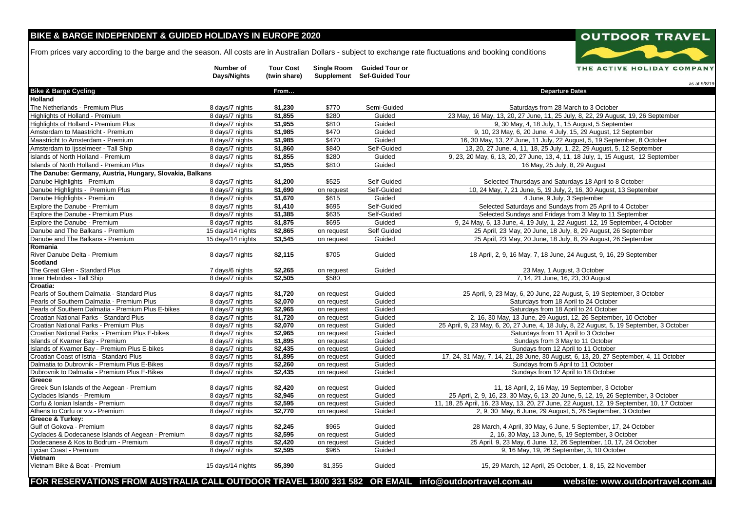# BIKE & BARGE INDEPENDENT & GUIDED HOLIDAYS IN EUROPE 2020

**OUTDOOR TRAVEL**

THE ACTIVE HOLIDAY COMPANY

From prices vary according to the barge and the season. All costs are in Australian Dollars - subject to exchange rate fluctuations and booking conditions

as at 9/8/19

| | Number of Days/Nights | Tour Cost (twin share) | Single Room Supplement | Guided Tour or Sef-Guided Tour | |
|---|---|---|---|---|---|
| **Bike & Barge Cycling** | | **From…** | | | **Departure Dates** |
| **Holland** | | | | | |
| The Netherlands - Premium Plus | 8 days/7 nights | **$1,230** | $770 | Semi-Guided | Saturdays from 28 March to 3 October |
| Highlights of Holland - Premium | 8 days/7 nights | **$1,855** | $280 | Guided | 23 May, 16 May, 13, 20, 27 June, 11, 25 July, 8, 22, 29 August, 19, 26 September |
| Highlights of Holland - Premium Plus | 8 days/7 nights | **$1,955** | $810 | Guided | 9, 30 May, 4, 18 July, 1, 15 August, 5 September |
| Amsterdam to Maastricht - Premium | 8 days/7 nights | **$1,985** | $470 | Guided | 9, 10, 23 May, 6, 20 June, 4 July, 15, 29 August, 12 September |
| Maastricht to Amsterdam - Premium | 8 days/7 nights | **$1,985** | $470 | Guided | 16, 30 May, 13, 27 June, 11 July, 22 August, 5, 19 September, 8 October |
| Amsterdam to Ijsselmeer - Tall Ship | 8 days/7 nights | **$1,860** | $840 | Self-Guided | 13, 20, 27 June, 4, 11, 18, 25 July, 1, 22, 29 August, 5, 12 September |
| Islands of North Holland - Premium | 8 days/7 nights | **$1,855** | $280 | Guided | 9, 23, 20 May, 6, 13, 20, 27 June, 13, 4, 11, 18 July, 1, 15 August, 12 September |
| Islands of North Holland - Premium Plus | 8 days/7 nights | **$1,955** | $810 | Guided | 16 May, 25 July, 8, 29 August |
| **The Danube: Germany, Austria, Hungary, Slovakia, Balkans** | | | | | |
| Danube Highlights - Premium | 8 days/7 nights | **$1,200** | $525 | Self-Guided | Selected Thursdays and Saturdays 18 April to 8 October |
| Danube Highlights - Premium Plus | 8 days/7 nights | **$1,690** | on request | Self-Guided | 10, 24 May, 7, 21 June, 5, 19 July, 2, 16, 30 August, 13 September |
| Danube Highlights - Premium | 8 days/7 nights | **$1,670** | $615 | Guided | 4 June, 9 July, 3 September |
| Explore the Danube - Premium | 8 days/7 nights | **$1,410** | $695 | Self-Guided | Selected Saturdays and Sundays from 25 April to 4 October |
| Explore the Danube - Premium Plus | 8 days/7 nights | **$1,385** | $635 | Self-Guided | Selected Sundays and Fridays from 3 May to 11 September |
| Explore the Danube - Premium | 8 days/7 nights | **$1,875** | $695 | Guided | 9, 24 May, 6, 13 June, 4, 19 July, 1, 22 August, 12, 19 September, 4 October |
| Danube and The Balkans - Premium | 15 days/14 nights | **$2,865** | on request | Self Guided | 25 April, 23 May, 20 June, 18 July, 8, 29 August, 26 September |
| Danube and The Balkans - Premium | 15 days/14 nights | **$3,545** | on request | Guided | 25 April, 23 May, 20 June, 18 July, 8, 29 August, 26 September |
| **Romania** | | | | | |
| River Danube Delta - Premium | 8 days/7 nights | **$2,115** | $705 | Guided | 18 April, 2, 9, 16 May, 7, 18 June, 24 August, 9, 16, 29 September |
| **Scotland** | | | | | |
| The Great Glen - Standard Plus | 7 days/6 nights | **$2,265** | on request | Guided | 23 May, 1 August, 3 October |
| Inner Hebrides - Tall Ship | 8 days/7 nights | **$2,505** | $580 | | 7, 14, 21 June, 16, 23, 30 August |
| **Croatia:** | | | | | |
| Pearls of Southern Dalmatia - Standard Plus | 8 days/7 nights | **$1,720** | on request | Guided | 25 April, 9, 23 May, 6, 20 June, 22 August, 5, 19 September, 3 October |
| Pearls of Southern Dalmatia - Premium Plus | 8 days/7 nights | **$2,070** | on request | Guided | Saturdays from 18 April to 24 October |
| Pearls of Southern Dalmatia - Premium Plus E-bikes | 8 days/7 nights | **$2,965** | on request | Guided | Saturdays from 18 April to 24 October |
| Croatian National Parks - Standard Plus | 8 days/7 nights | **$1,720** | on request | Guided | 2, 16, 30 May, 13 June, 29 August, 12, 26 September, 10 October |
| Croatian National Parks - Premium Plus | 8 days/7 nights | **$2,070** | on request | Guided | 25 April, 9, 23 May, 6, 20, 27 June, 4, 18 July, 8, 22 August, 5, 19 September, 3 October |
| Croatian National Parks - Premium Plus E-bikes | 8 days/7 nights | **$2,965** | on request | Guided | Saturdays from 11 April to 3 October |
| Islands of Kvarner Bay - Premium | 8 days/7 nights | **$1,895** | on request | Guided | Sundays from 3 May to 11 October |
| Islands of Kvarner Bay - Premium Plus E-bikes | 8 days/7 nights | **$2,435** | on request | Guided | Sundays from 12 April to 11 October |
| Croatian Coast of Istria - Standard Plus | 8 days/7 nights | **$1,895** | on request | Guided | 17, 24, 31 May, 7, 14, 21, 28 June, 30 August, 6, 13, 20, 27 September, 4, 11 October |
| Dalmatia to Dubrovnik - Premium Plus E-Bikes | 8 days/7 nights | **$2,260** | on request | Guided | Sundays from 5 April to 11 October |
| Dubrovnik to Dalmatia - Premium Plus E-Bikes | 8 days/7 nights | **$2,435** | on request | Guided | Sundays from 12 April to 18 October |
| **Greece** | | | | | |
| Greek Sun Islands of the Aegean - Premium | 8 days/7 nights | **$2,420** | on request | Guided | 11, 18 April, 2, 16 May, 19 September, 3 October |
| Cyclades Islands - Premium | 8 days/7 nights | **$2,945** | on request | Guided | 25 April, 2, 9, 16, 23, 30 May, 6, 13, 20 June, 5, 12, 19, 26 September, 3 October |
| Corfu & Ionian Islands - Premium | 8 days/7 nights | **$2,595** | on request | Guided | 11, 18, 25 April, 16, 23 May, 13, 20, 27 June, 22 August, 12, 19 September, 10, 17 October |
| Athens to Corfu or v.v.- Premium | 8 days/7 nights | **$2,770** | on request | Guided | 2, 9, 30 May, 6 June, 29 August, 5, 26 September, 3 October |
| **Greece & Turkey:** | | | | | |
| Gulf of Gokova - Premium | 8 days/7 nights | **$2,245** | $965 | Guided | 28 March, 4 April, 30 May, 6 June, 5 September, 17, 24 October |
| Cyclades & Dodecanese Islands of Aegean - Premium | 8 days/7 nights | **$2,595** | on request | Guided | 2, 16, 30 May, 13 June, 5, 19 September, 3 October |
| Dodecanese & Kos to Bodrum - Premium | 8 days/7 nights | **$2,420** | on request | Guided | 25 April, 9, 23 May, 6 June, 12, 26 September, 10, 17, 24 October |
| Lycian Coast - Premium | 8 days/7 nights | **$2,595** | $965 | Guided | 9, 16 May, 19, 26 September, 3, 10 October |
| **Vietnam** | | | | | |
| Vietnam Bike & Boat - Premium | 15 days/14 nights | **$5,390** | $1,355 | Guided | 15, 29 March, 12 April, 25 October, 1, 8, 15, 22 November |

**FOR RESERVATIONS FROM AUSTRALIA CALL OUTDOOR TRAVEL 1800 331 582 OR EMAIL info@outdoortravel.com.au website: www.outdoortravel.com.au**